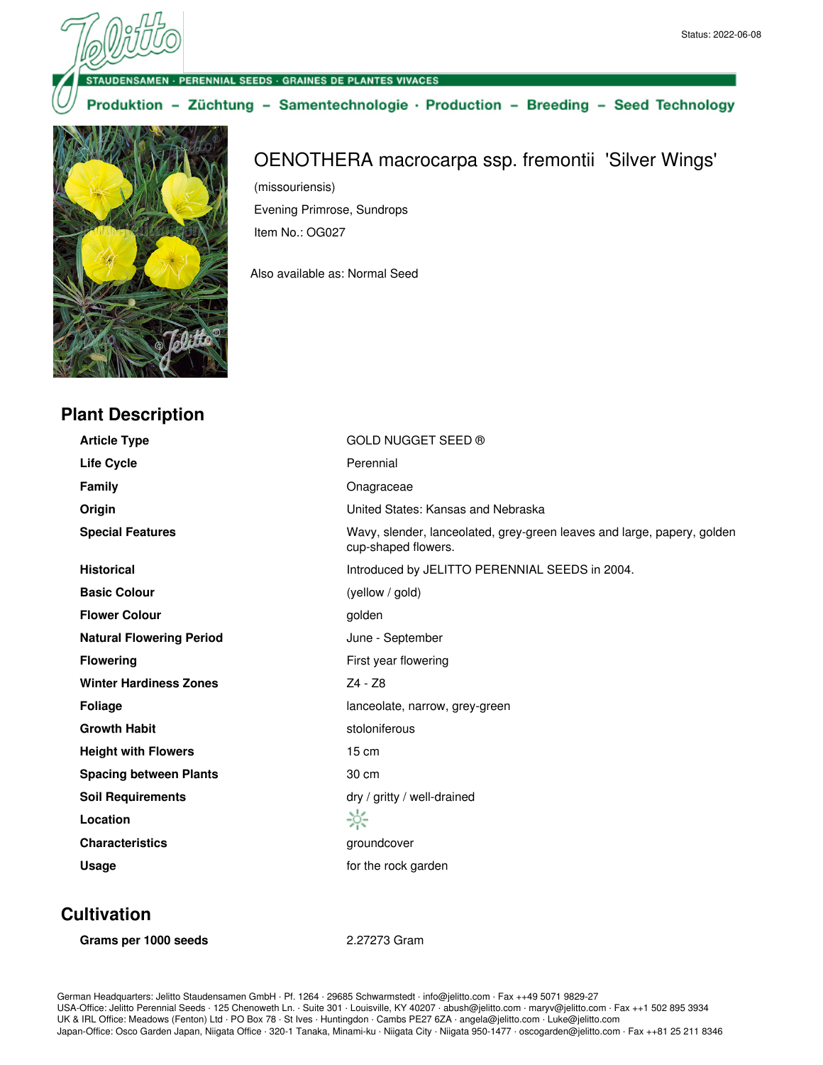Status: 2022-06-08

STAUDENSAMEN · PERENNIAL SEEDS · GRAINES DE PLANTES VIVACES

Produktion – Züchtung – Samentechnologie · Production – Breeding – Seed Technology

# OENOTHERA macrocarpa ssp. fremontii 'Silver Wings'

(missouriensis)

Evening Primrose, Sundrops

Item No.: OG027

Also available as: Normal Seed

## Plant Description

| | |
|---|---|
| **Article Type** | GOLD NUGGET SEED ® |
| **Life Cycle** | Perennial |
| **Family** | Onagraceae |
| **Origin** | United States: Kansas and Nebraska |
| **Special Features** | Wavy, slender, lanceolated, grey-green leaves and large, papery, golden cup-shaped flowers. |
| **Historical** | Introduced by JELITTO PERENNIAL SEEDS in 2004. |
| **Basic Colour** | (yellow / gold) |
| **Flower Colour** | golden |
| **Natural Flowering Period** | June - September |
| **Flowering** | First year flowering |
| **Winter Hardiness Zones** | Z4 - Z8 |
| **Foliage** | lanceolate, narrow, grey-green |
| **Growth Habit** | stoloniferous |
| **Height with Flowers** | 15 cm |
| **Spacing between Plants** | 30 cm |
| **Soil Requirements** | dry / gritty / well-drained |
| **Location** | ☀ |
| **Characteristics** | groundcover |
| **Usage** | for the rock garden |

## Cultivation

| | |
|---|---|
| **Grams per 1000 seeds** | 2.27273 Gram |

German Headquarters: Jelitto Staudensamen GmbH · Pf. 1264 · 29685 Schwarmstedt · info@jelitto.com · Fax ++49 5071 9829-27
USA-Office: Jelitto Perennial Seeds · 125 Chenoweth Ln. · Suite 301 · Louisville, KY 40207 · abush@jelitto.com · maryv@jelitto.com · Fax ++1 502 895 3934
UK & IRL Office: Meadows (Fenton) Ltd · PO Box 78 · St Ives · Huntingdon · Cambs PE27 6ZA · angela@jelitto.com · Luke@jelitto.com
Japan-Office: Osco Garden Japan, Niigata Office · 320-1 Tanaka, Minami-ku · Niigata City · Niigata 950-1477 · oscogarden@jelitto.com · Fax ++81 25 211 8346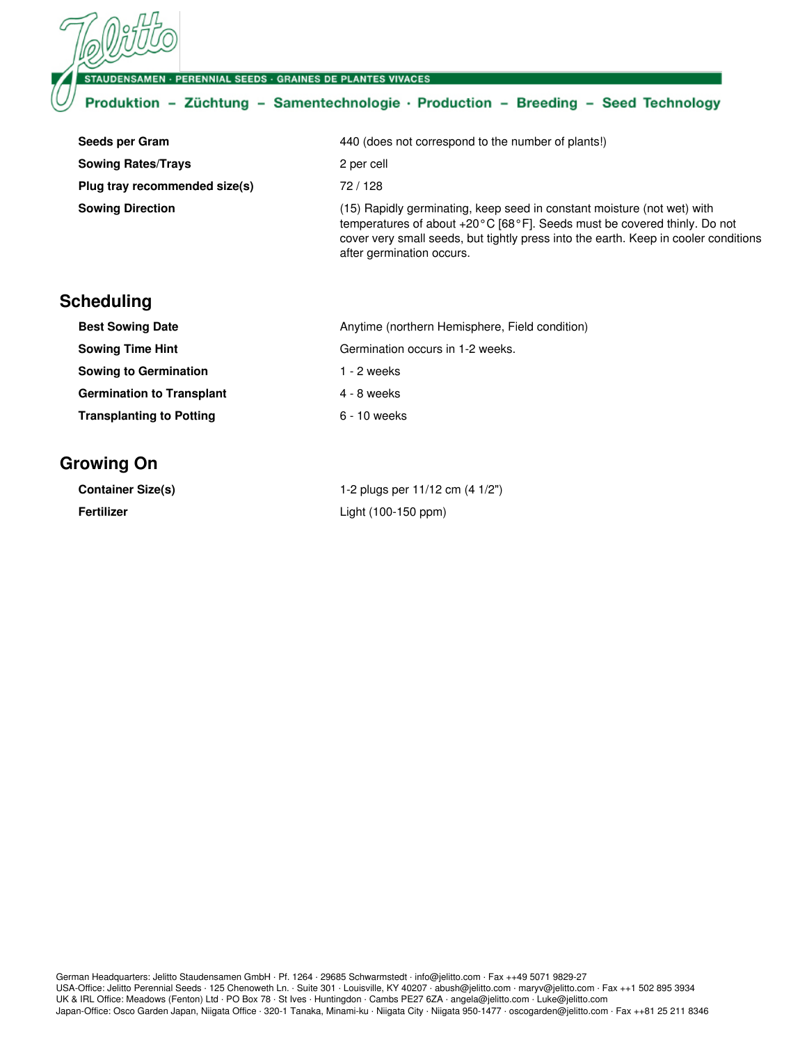| | |
|---|---|
| **Seeds per Gram** | 440 (does not correspond to the number of plants!) |
| **Sowing Rates/Trays** | 2 per cell |
| **Plug tray recommended size(s)** | 72 / 128 |
| **Sowing Direction** | (15) Rapidly germinating, keep seed in constant moisture (not wet) with temperatures of about +20°C [68°F]. Seeds must be covered thinly. Do not cover very small seeds, but tightly press into the earth. Keep in cooler conditions after germination occurs. |

## Scheduling

| | |
|---|---|
| **Best Sowing Date** | Anytime (northern Hemisphere, Field condition) |
| **Sowing Time Hint** | Germination occurs in 1-2 weeks. |
| **Sowing to Germination** | 1 - 2 weeks |
| **Germination to Transplant** | 4 - 8 weeks |
| **Transplanting to Potting** | 6 - 10 weeks |

## Growing On

| | |
|---|---|
| **Container Size(s)** | 1-2 plugs per 11/12 cm (4 1/2") |
| **Fertilizer** | Light (100-150 ppm) |